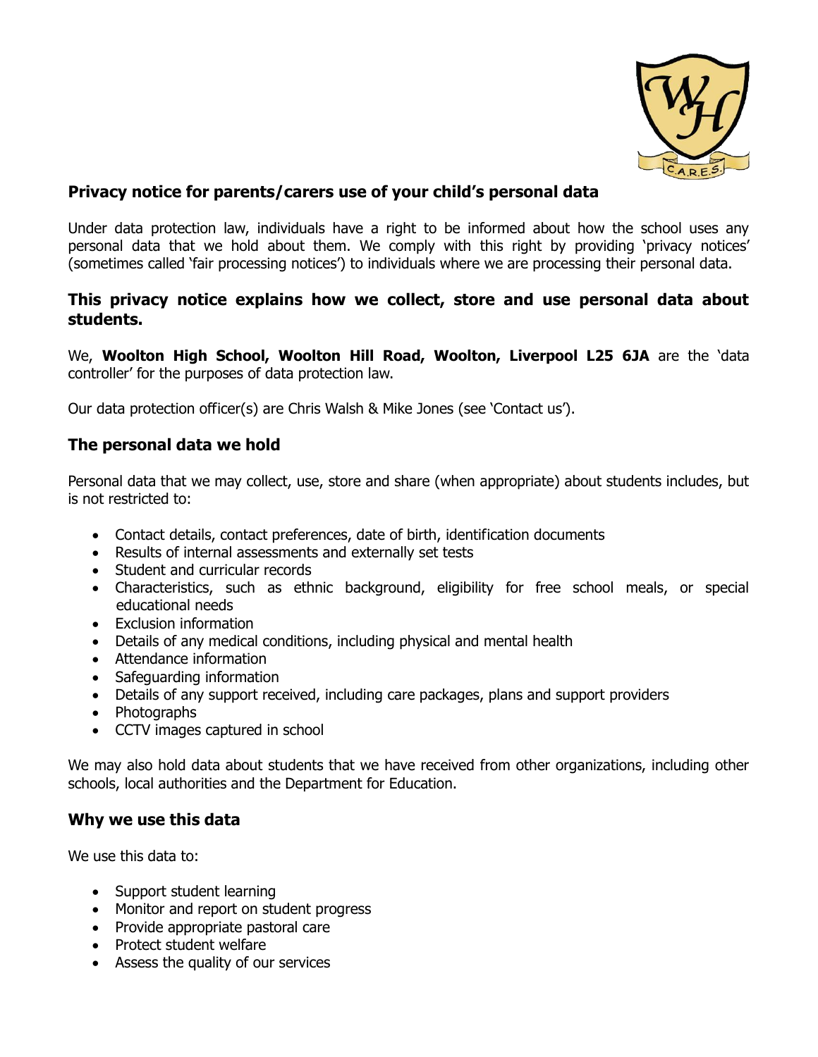## Privacy notice for parents/carers use of your child's personal data

Under data protection law, individuals have a right to be informed about how the school uses any personal data that we hold about them. We comply with this right by providing 'privacy notices' (sometimes called 'fair processing notices') to individuals where we are processing their personal data.

### This privacy notice explains how we collect, store and use personal data about students.

We, **Woolton High School, Woolton Hill Road, Woolton, Liverpool L25 6JA** are the 'data controller' for the purposes of data protection law.

Our data protection officer(s) are Chris Walsh & Mike Jones (see 'Contact us').

### The personal data we hold

Personal data that we may collect, use, store and share (when appropriate) about students includes, but is not restricted to:

- Contact details, contact preferences, date of birth, identification documents
- Results of internal assessments and externally set tests
- Student and curricular records
- Characteristics, such as ethnic background, eligibility for free school meals, or special educational needs
- Exclusion information
- Details of any medical conditions, including physical and mental health
- Attendance information
- Safeguarding information
- Details of any support received, including care packages, plans and support providers
- Photographs
- CCTV images captured in school

We may also hold data about students that we have received from other organizations, including other schools, local authorities and the Department for Education.

### Why we use this data

We use this data to:

- Support student learning
- Monitor and report on student progress
- Provide appropriate pastoral care
- Protect student welfare
- Assess the quality of our services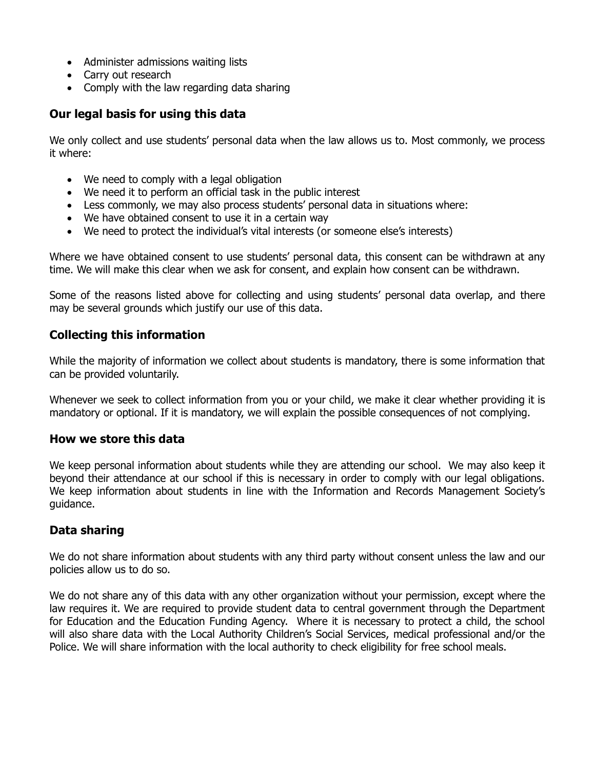- Administer admissions waiting lists
- Carry out research
- Comply with the law regarding data sharing

## Our legal basis for using this data

We only collect and use students' personal data when the law allows us to. Most commonly, we process it where:

- We need to comply with a legal obligation
- We need it to perform an official task in the public interest
- Less commonly, we may also process students' personal data in situations where:
- We have obtained consent to use it in a certain way
- We need to protect the individual's vital interests (or someone else's interests)

Where we have obtained consent to use students' personal data, this consent can be withdrawn at any time. We will make this clear when we ask for consent, and explain how consent can be withdrawn.

Some of the reasons listed above for collecting and using students' personal data overlap, and there may be several grounds which justify our use of this data.

## Collecting this information

While the majority of information we collect about students is mandatory, there is some information that can be provided voluntarily.

Whenever we seek to collect information from you or your child, we make it clear whether providing it is mandatory or optional. If it is mandatory, we will explain the possible consequences of not complying.

## How we store this data

We keep personal information about students while they are attending our school. We may also keep it beyond their attendance at our school if this is necessary in order to comply with our legal obligations. We keep information about students in line with the Information and Records Management Society's guidance.

## Data sharing

We do not share information about students with any third party without consent unless the law and our policies allow us to do so.

We do not share any of this data with any other organization without your permission, except where the law requires it. We are required to provide student data to central government through the Department for Education and the Education Funding Agency. Where it is necessary to protect a child, the school will also share data with the Local Authority Children's Social Services, medical professional and/or the Police. We will share information with the local authority to check eligibility for free school meals.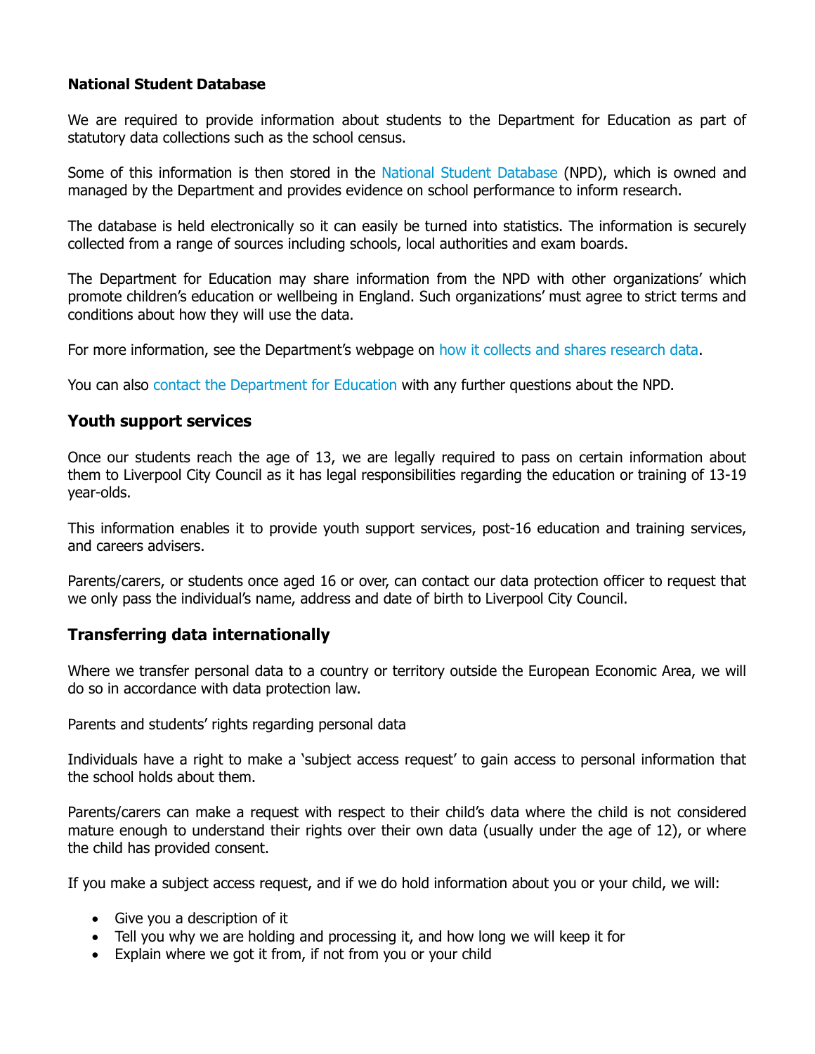**National Student Database**

We are required to provide information about students to the Department for Education as part of statutory data collections such as the school census.

Some of this information is then stored in the National Student Database (NPD), which is owned and managed by the Department and provides evidence on school performance to inform research.

The database is held electronically so it can easily be turned into statistics. The information is securely collected from a range of sources including schools, local authorities and exam boards.

The Department for Education may share information from the NPD with other organizations' which promote children's education or wellbeing in England. Such organizations' must agree to strict terms and conditions about how they will use the data.

For more information, see the Department's webpage on how it collects and shares research data.

You can also contact the Department for Education with any further questions about the NPD.

## Youth support services

Once our students reach the age of 13, we are legally required to pass on certain information about them to Liverpool City Council as it has legal responsibilities regarding the education or training of 13-19 year-olds.

This information enables it to provide youth support services, post-16 education and training services, and careers advisers.

Parents/carers, or students once aged 16 or over, can contact our data protection officer to request that we only pass the individual's name, address and date of birth to Liverpool City Council.

## Transferring data internationally

Where we transfer personal data to a country or territory outside the European Economic Area, we will do so in accordance with data protection law.

Parents and students' rights regarding personal data

Individuals have a right to make a 'subject access request' to gain access to personal information that the school holds about them.

Parents/carers can make a request with respect to their child's data where the child is not considered mature enough to understand their rights over their own data (usually under the age of 12), or where the child has provided consent.

If you make a subject access request, and if we do hold information about you or your child, we will:

- Give you a description of it
- Tell you why we are holding and processing it, and how long we will keep it for
- Explain where we got it from, if not from you or your child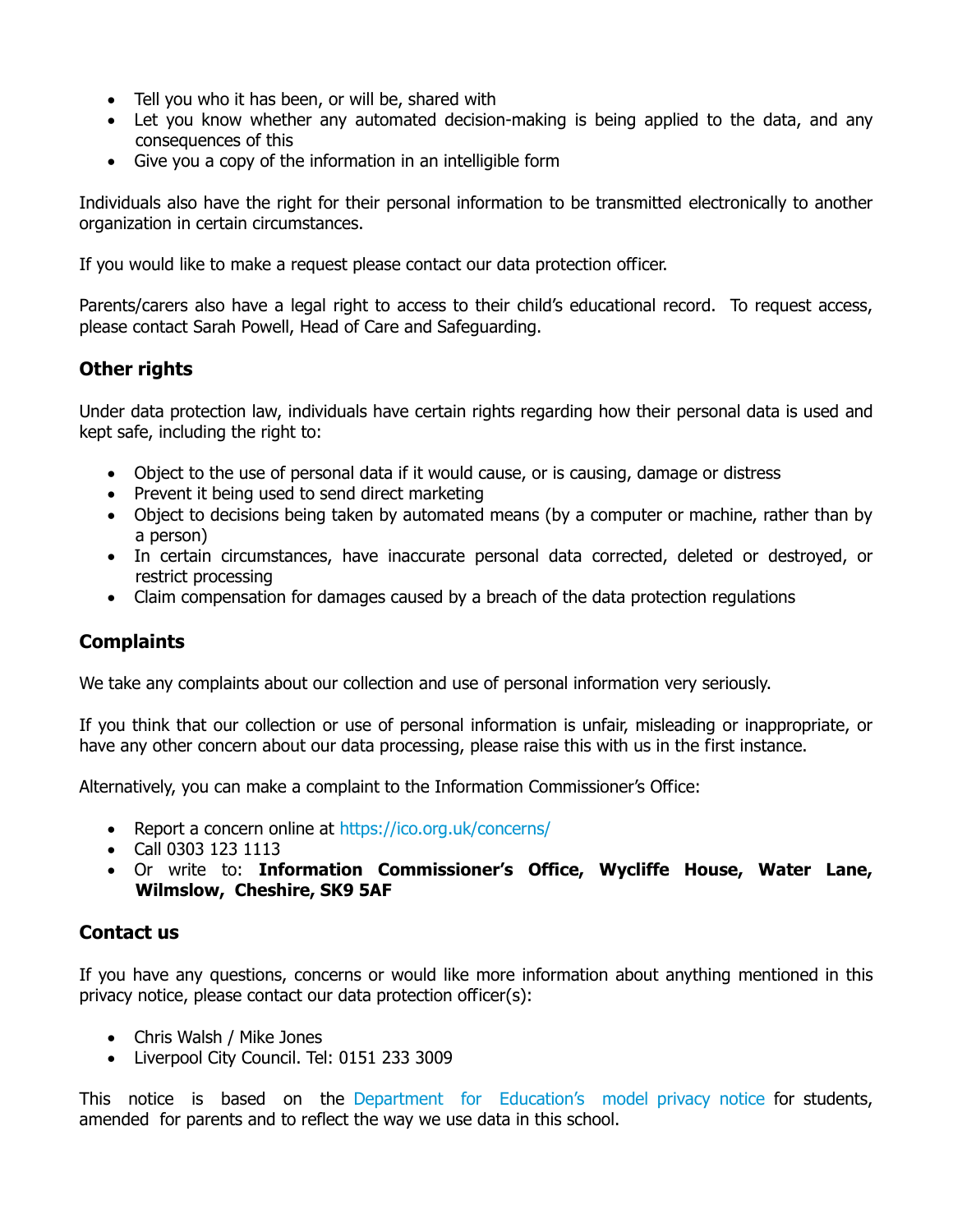- Tell you who it has been, or will be, shared with
- Let you know whether any automated decision-making is being applied to the data, and any consequences of this
- Give you a copy of the information in an intelligible form

Individuals also have the right for their personal information to be transmitted electronically to another organization in certain circumstances.

If you would like to make a request please contact our data protection officer.

Parents/carers also have a legal right to access to their child's educational record. To request access, please contact Sarah Powell, Head of Care and Safeguarding.

## Other rights

Under data protection law, individuals have certain rights regarding how their personal data is used and kept safe, including the right to:

- Object to the use of personal data if it would cause, or is causing, damage or distress
- Prevent it being used to send direct marketing
- Object to decisions being taken by automated means (by a computer or machine, rather than by a person)
- In certain circumstances, have inaccurate personal data corrected, deleted or destroyed, or restrict processing
- Claim compensation for damages caused by a breach of the data protection regulations

## Complaints

We take any complaints about our collection and use of personal information very seriously.

If you think that our collection or use of personal information is unfair, misleading or inappropriate, or have any other concern about our data processing, please raise this with us in the first instance.

Alternatively, you can make a complaint to the Information Commissioner's Office:

- Report a concern online at https://ico.org.uk/concerns/
- Call 0303 123 1113
- Or write to: **Information Commissioner's Office, Wycliffe House, Water Lane, Wilmslow, Cheshire, SK9 5AF**

## Contact us

If you have any questions, concerns or would like more information about anything mentioned in this privacy notice, please contact our data protection officer(s):

- Chris Walsh / Mike Jones
- Liverpool City Council. Tel: 0151 233 3009

This notice is based on the Department for Education's model privacy notice for students, amended for parents and to reflect the way we use data in this school.